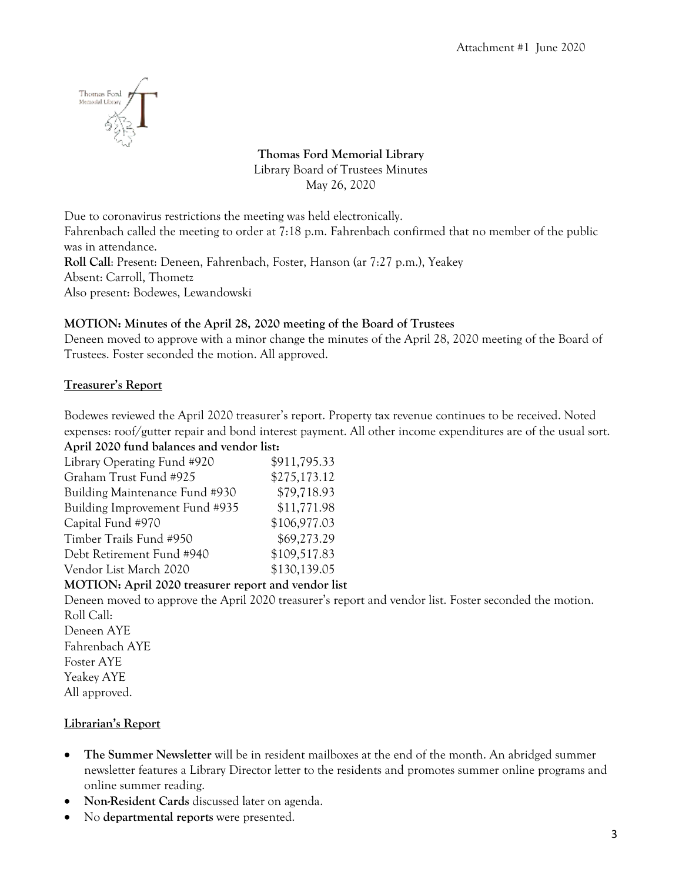Attachment #1 June 2020

**Thomas Ford Memorial Library**
Library Board of Trustees Minutes
May 26, 2020

Due to coronavirus restrictions the meeting was held electronically.
Fahrenbach called the meeting to order at 7:18 p.m. Fahrenbach confirmed that no member of the public was in attendance.
**Roll Call**: Present: Deneen, Fahrenbach, Foster, Hanson (ar 7:27 p.m.), Yeakey
Absent: Carroll, Thometz
Also present: Bodewes, Lewandowski

**MOTION: Minutes of the April 28, 2020 meeting of the Board of Trustees**
Deneen moved to approve with a minor change the minutes of the April 28, 2020 meeting of the Board of Trustees. Foster seconded the motion. All approved.

## Treasurer's Report

Bodewes reviewed the April 2020 treasurer's report. Property tax revenue continues to be received. Noted expenses: roof/gutter repair and bond interest payment. All other income expenditures are of the usual sort.

**April 2020 fund balances and vendor list:**

| | |
|---|---|
| Library Operating Fund #920 | $911,795.33 |
| Graham Trust Fund #925 | $275,173.12 |
| Building Maintenance Fund #930 | $79,718.93 |
| Building Improvement Fund #935 | $11,771.98 |
| Capital Fund #970 | $106,977.03 |
| Timber Trails Fund #950 | $69,273.29 |
| Debt Retirement Fund #940 | $109,517.83 |
| Vendor List March 2020 | $130,139.05 |

**MOTION: April 2020 treasurer report and vendor list**
Deneen moved to approve the April 2020 treasurer's report and vendor list. Foster seconded the motion.
Roll Call:
Deneen AYE
Fahrenbach AYE
Foster AYE
Yeakey AYE
All approved.

## Librarian's Report

- **The Summer Newsletter** will be in resident mailboxes at the end of the month. An abridged summer newsletter features a Library Director letter to the residents and promotes summer online programs and online summer reading.
- **Non-Resident Cards** discussed later on agenda.
- No **departmental reports** were presented.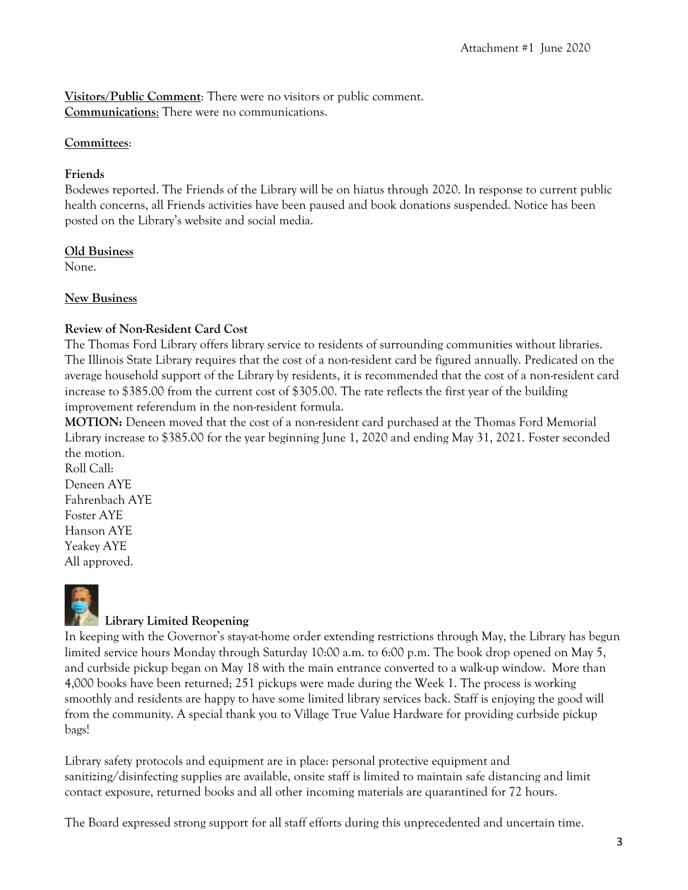Attachment #1 June 2020

**Visitors/Public Comment**: There were no visitors or public comment.
**Communications**: There were no communications.

## Committees:

### Friends

Bodewes reported. The Friends of the Library will be on hiatus through 2020. In response to current public health concerns, all Friends activities have been paused and book donations suspended. Notice has been posted on the Library's website and social media.

## Old Business

None.

## New Business

### Review of Non-Resident Card Cost

The Thomas Ford Library offers library service to residents of surrounding communities without libraries. The Illinois State Library requires that the cost of a non-resident card be figured annually. Predicated on the average household support of the Library by residents, it is recommended that the cost of a non-resident card increase to $385.00 from the current cost of $305.00. The rate reflects the first year of the building improvement referendum in the non-resident formula.

**MOTION:** Deneen moved that the cost of a non-resident card purchased at the Thomas Ford Memorial Library increase to $385.00 for the year beginning June 1, 2020 and ending May 31, 2021. Foster seconded the motion.

Roll Call:
Deneen AYE
Fahrenbach AYE
Foster AYE
Hanson AYE
Yeakey AYE
All approved.

### Library Limited Reopening

In keeping with the Governor's stay-at-home order extending restrictions through May, the Library has begun limited service hours Monday through Saturday 10:00 a.m. to 6:00 p.m. The book drop opened on May 5, and curbside pickup began on May 18 with the main entrance converted to a walk-up window. More than 4,000 books have been returned; 251 pickups were made during the Week 1. The process is working smoothly and residents are happy to have some limited library services back. Staff is enjoying the good will from the community. A special thank you to Village True Value Hardware for providing curbside pickup bags!

Library safety protocols and equipment are in place: personal protective equipment and sanitizing/disinfecting supplies are available, onsite staff is limited to maintain safe distancing and limit contact exposure, returned books and all other incoming materials are quarantined for 72 hours.

The Board expressed strong support for all staff efforts during this unprecedented and uncertain time.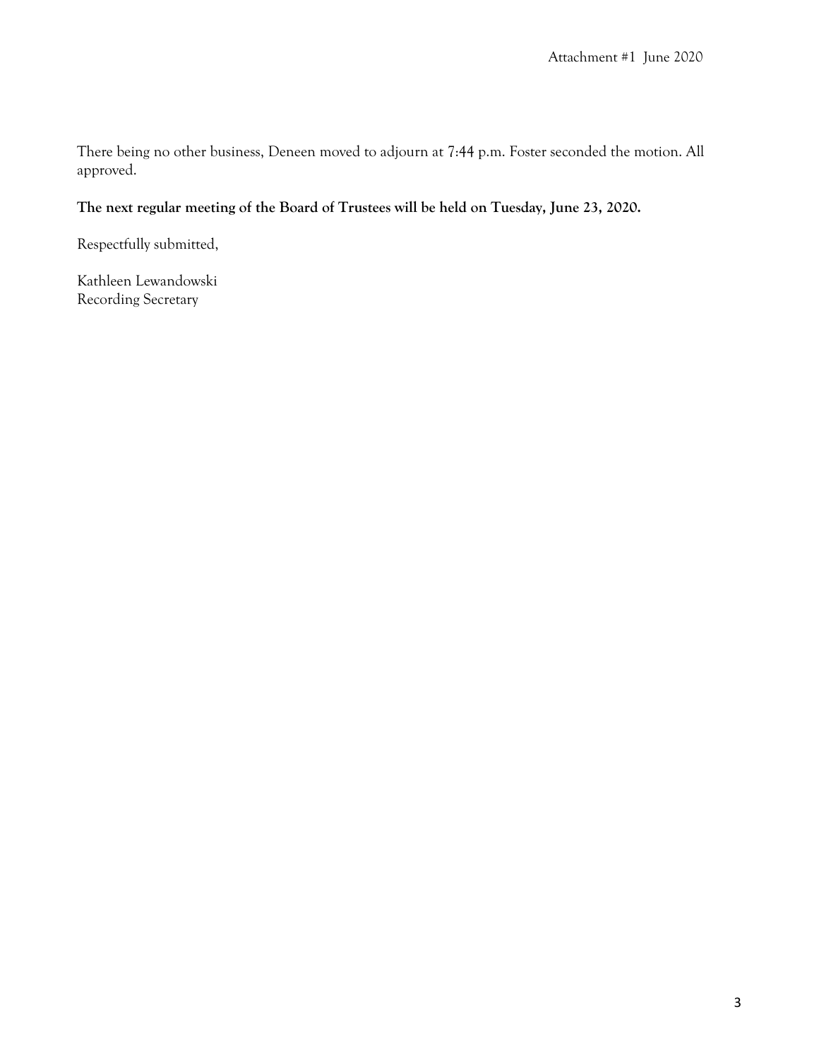There being no other business, Deneen moved to adjourn at 7:44 p.m. Foster seconded the motion. All approved.

**The next regular meeting of the Board of Trustees will be held on Tuesday, June 23, 2020.**

Respectfully submitted,

Kathleen Lewandowski
Recording Secretary